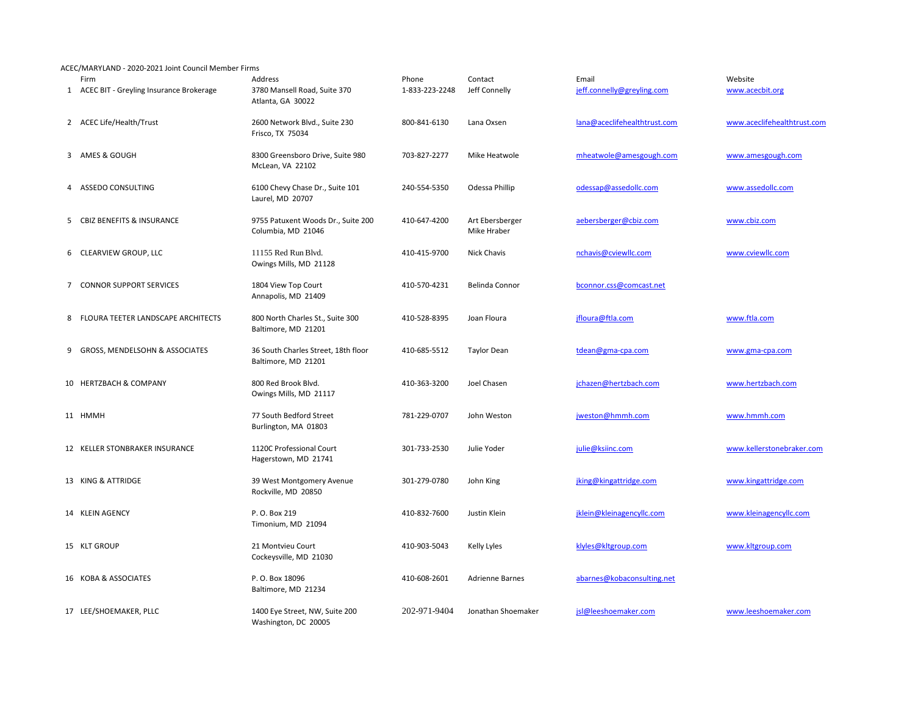ACEC/MARYLAND - 2020-2021 Joint Council Member Firms

| | Firm | Address | Phone | Contact | Email | Website |
|---|---|---|---|---|---|---|
| 1 | ACEC BIT - Greyling Insurance Brokerage | 3780 Mansell Road, Suite 370<br>Atlanta, GA 30022 | 1-833-223-2248 | Jeff Connelly | jeff.connelly@greyling.com | www.acecbit.org |
| 2 | ACEC Life/Health/Trust | 2600 Network Blvd., Suite 230<br>Frisco, TX 75034 | 800-841-6130 | Lana Oxsen | lana@aceclifehealthtrust.com | www.aceclifehealthtrust.com |
| 3 | AMES & GOUGH | 8300 Greensboro Drive, Suite 980<br>McLean, VA 22102 | 703-827-2277 | Mike Heatwole | mheatwole@amesgough.com | www.amesgough.com |
| 4 | ASSEDO CONSULTING | 6100 Chevy Chase Dr., Suite 101<br>Laurel, MD 20707 | 240-554-5350 | Odessa Phillip | odessap@assedollc.com | www.assedollc.com |
| 5 | CBIZ BENEFITS & INSURANCE | 9755 Patuxent Woods Dr., Suite 200<br>Columbia, MD 21046 | 410-647-4200 | Art Ebersberger<br>Mike Hraber | aebersberger@cbiz.com | www.cbiz.com |
| 6 | CLEARVIEW GROUP, LLC | 11155 Red Run Blvd.<br>Owings Mills, MD 21128 | 410-415-9700 | Nick Chavis | nchavis@cviewllc.com | www.cviewllc.com |
| 7 | CONNOR SUPPORT SERVICES | 1804 View Top Court<br>Annapolis, MD 21409 | 410-570-4231 | Belinda Connor | bconnor.css@comcast.net | |
| 8 | FLOURA TEETER LANDSCAPE ARCHITECTS | 800 North Charles St., Suite 300<br>Baltimore, MD 21201 | 410-528-8395 | Joan Floura | jfloura@ftla.com | www.ftla.com |
| 9 | GROSS, MENDELSOHN & ASSOCIATES | 36 South Charles Street, 18th floor<br>Baltimore, MD 21201 | 410-685-5512 | Taylor Dean | tdean@gma-cpa.com | www.gma-cpa.com |
| 10 | HERTZBACH & COMPANY | 800 Red Brook Blvd.<br>Owings Mills, MD 21117 | 410-363-3200 | Joel Chasen | jchazen@hertzbach.com | www.hertzbach.com |
| 11 | HMMH | 77 South Bedford Street<br>Burlington, MA 01803 | 781-229-0707 | John Weston | jweston@hmmh.com | www.hmmh.com |
| 12 | KELLER STONBRAKER INSURANCE | 1120C Professional Court<br>Hagerstown, MD 21741 | 301-733-2530 | Julie Yoder | julie@ksiinc.com | www.kellerstonebraker.com |
| 13 | KING & ATTRIDGE | 39 West Montgomery Avenue<br>Rockville, MD 20850 | 301-279-0780 | John King | jking@kingattridge.com | www.kingattridge.com |
| 14 | KLEIN AGENCY | P. O. Box 219<br>Timonium, MD 21094 | 410-832-7600 | Justin Klein | jklein@kleinagencyllc.com | www.kleinagencyllc.com |
| 15 | KLT GROUP | 21 Montvieu Court<br>Cockeysville, MD 21030 | 410-903-5043 | Kelly Lyles | klyles@kltgroup.com | www.kltgroup.com |
| 16 | KOBA & ASSOCIATES | P. O. Box 18096<br>Baltimore, MD 21234 | 410-608-2601 | Adrienne Barnes | abarnes@kobaconsulting.net | |
| 17 | LEE/SHOEMAKER, PLLC | 1400 Eye Street, NW, Suite 200<br>Washington, DC 20005 | 202-971-9404 | Jonathan Shoemaker | jsl@leeshoemaker.com | www.leeshoemaker.com |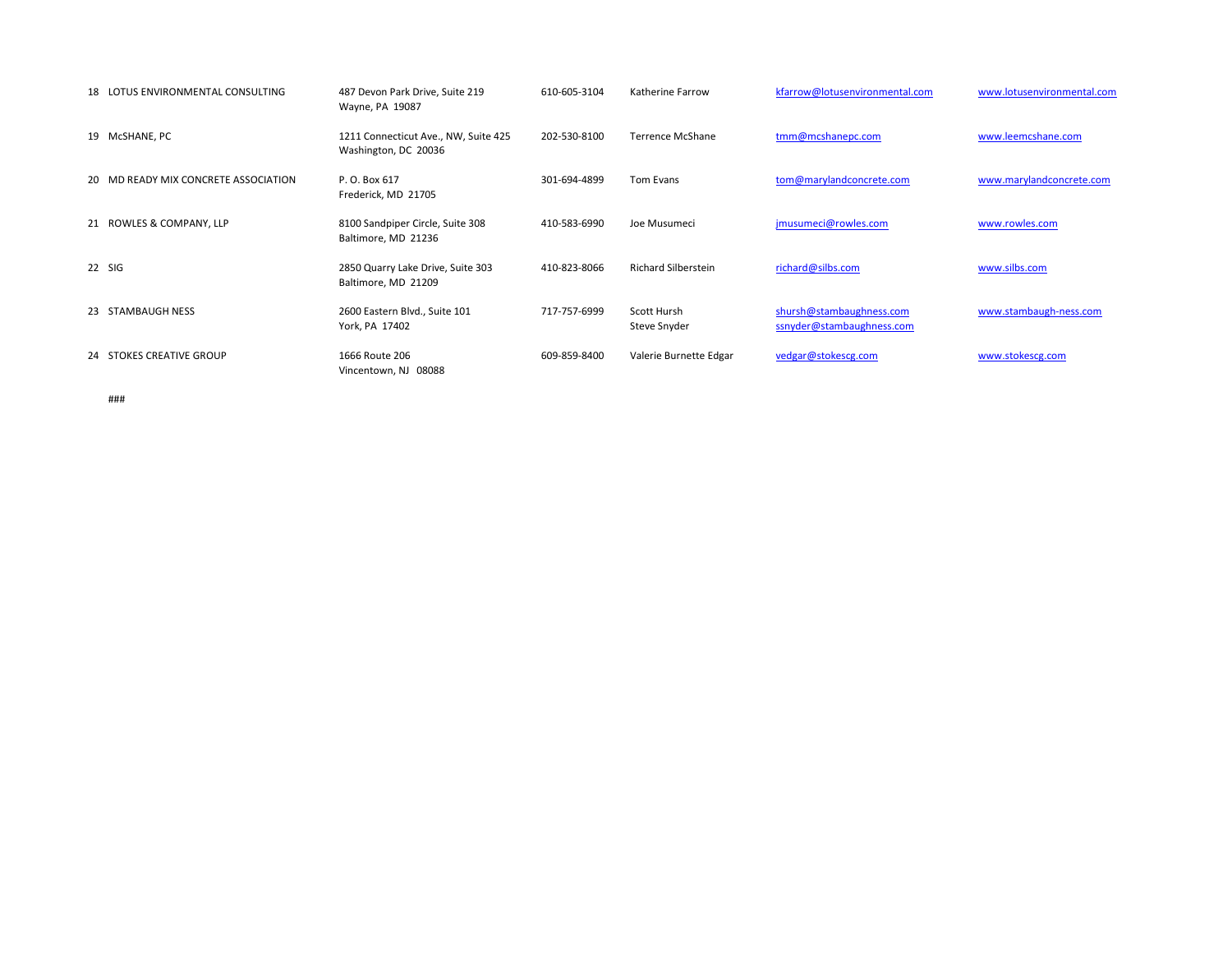| | | | | | | |
|---|---|---|---|---|---|---|
| 18 | LOTUS ENVIRONMENTAL CONSULTING | 487 Devon Park Drive, Suite 219<br>Wayne, PA 19087 | 610-605-3104 | Katherine Farrow | kfarrow@lotusenvironmental.com | www.lotusenvironmental.com |
| 19 | McSHANE, PC | 1211 Connecticut Ave., NW, Suite 425<br>Washington, DC 20036 | 202-530-8100 | Terrence McShane | tmm@mcshanepc.com | www.leemcshane.com |
| 20 | MD READY MIX CONCRETE ASSOCIATION | P. O. Box 617<br>Frederick, MD 21705 | 301-694-4899 | Tom Evans | tom@marylandconcrete.com | www.marylandconcrete.com |
| 21 | ROWLES & COMPANY, LLP | 8100 Sandpiper Circle, Suite 308<br>Baltimore, MD 21236 | 410-583-6990 | Joe Musumeci | jmusumeci@rowles.com | www.rowles.com |
| 22 | SIG | 2850 Quarry Lake Drive, Suite 303<br>Baltimore, MD 21209 | 410-823-8066 | Richard Silberstein | richard@silbs.com | www.silbs.com |
| 23 | STAMBAUGH NESS | 2600 Eastern Blvd., Suite 101<br>York, PA 17402 | 717-757-6999 | Scott Hursh<br>Steve Snyder | shursh@stambaughness.com<br>ssnyder@stambaughness.com | www.stambaugh-ness.com |
| 24 | STOKES CREATIVE GROUP | 1666 Route 206<br>Vincentown, NJ 08088 | 609-859-8400 | Valerie Burnette Edgar | vedgar@stokescg.com | www.stokescg.com |

###